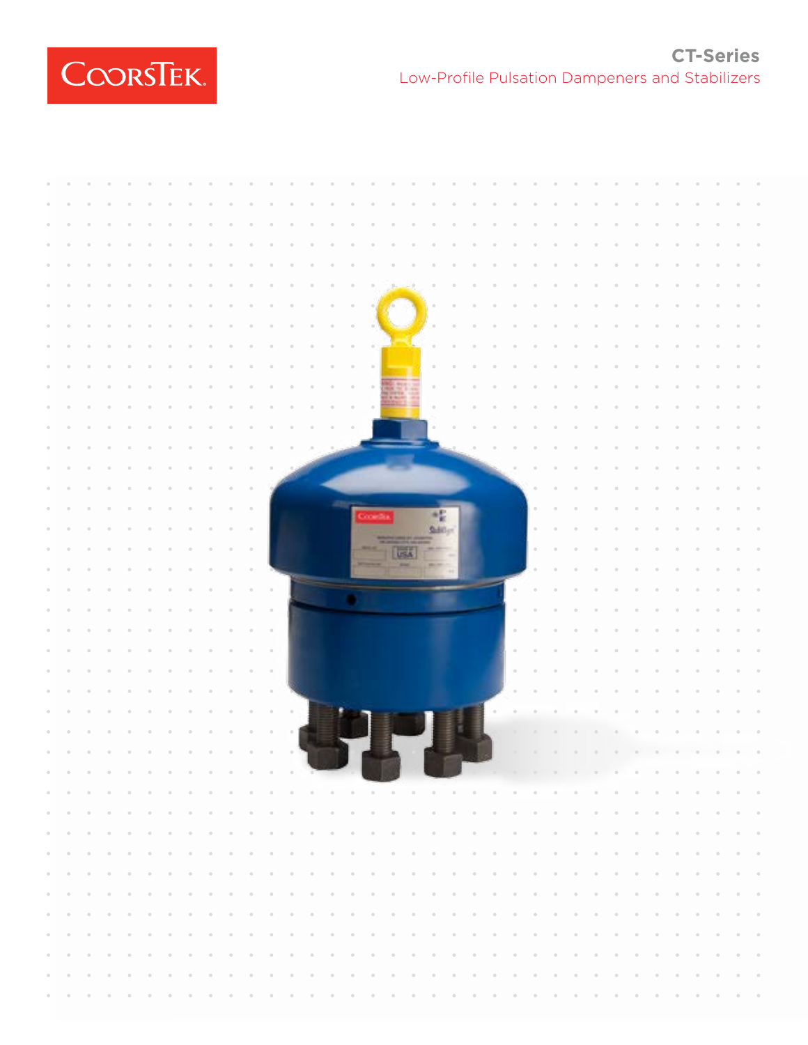CoorsTek

# CT-Series

## Low-Profile Pulsation Dampeners and Stabilizers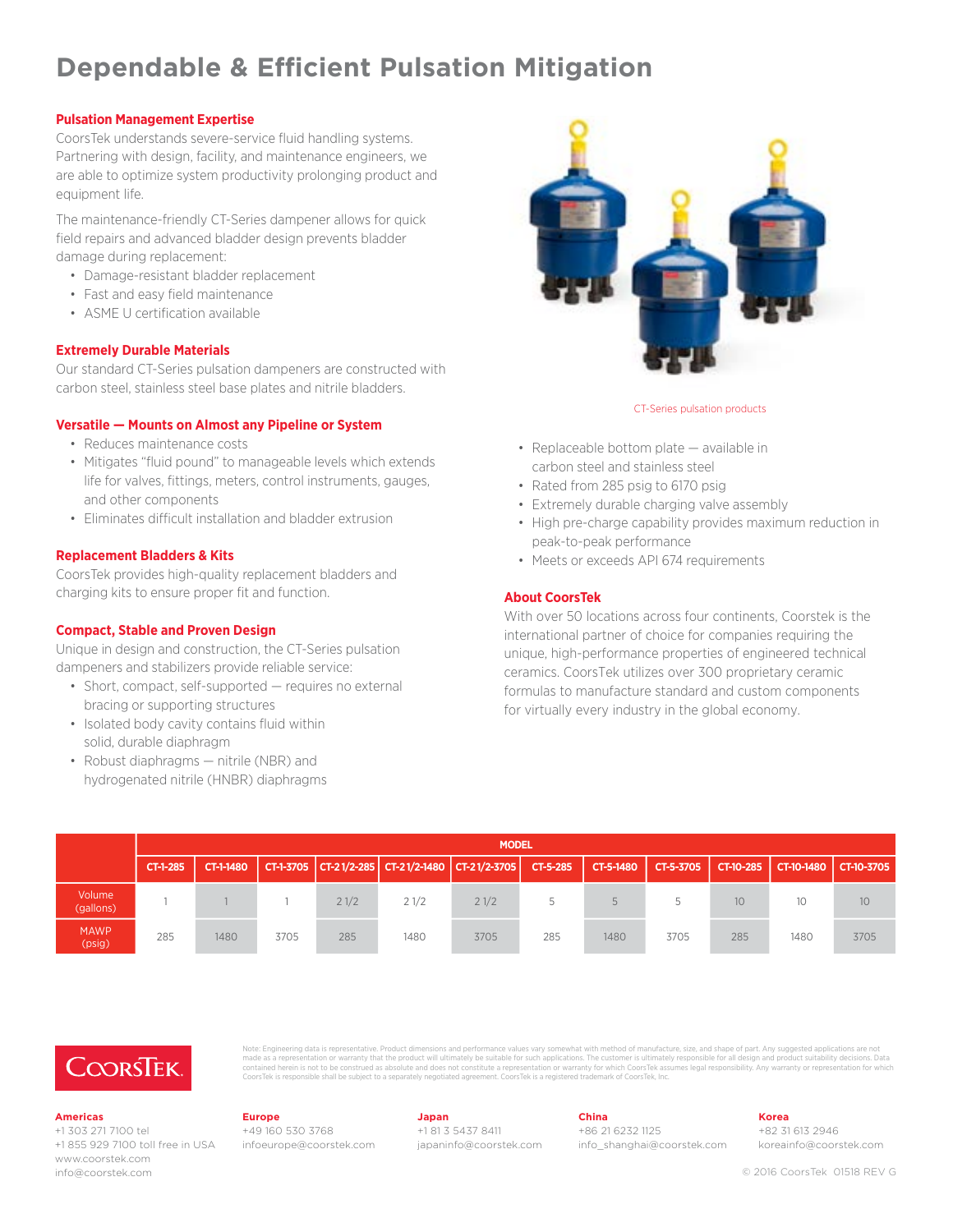# Dependable & Efficient Pulsation Mitigation

### Pulsation Management Expertise

CoorsTek understands severe-service fluid handling systems. Partnering with design, facility, and maintenance engineers, we are able to optimize system productivity prolonging product and equipment life.

The maintenance-friendly CT-Series dampener allows for quick field repairs and advanced bladder design prevents bladder damage during replacement:

- Damage-resistant bladder replacement
- Fast and easy field maintenance
- ASME U certification available

### Extremely Durable Materials

Our standard CT-Series pulsation dampeners are constructed with carbon steel, stainless steel base plates and nitrile bladders.

### Versatile — Mounts on Almost any Pipeline or System

- Reduces maintenance costs
- Mitigates "fluid pound" to manageable levels which extends life for valves, fittings, meters, control instruments, gauges, and other components
- Eliminates difficult installation and bladder extrusion

### Replacement Bladders & Kits

CoorsTek provides high-quality replacement bladders and charging kits to ensure proper fit and function.

### Compact, Stable and Proven Design

Unique in design and construction, the CT-Series pulsation dampeners and stabilizers provide reliable service:

- Short, compact, self-supported — requires no external bracing or supporting structures
- Isolated body cavity contains fluid within solid, durable diaphragm
- Robust diaphragms — nitrile (NBR) and hydrogenated nitrile (HNBR) diaphragms

CT-Series pulsation products

- Replaceable bottom plate — available in carbon steel and stainless steel
- Rated from 285 psig to 6170 psig
- Extremely durable charging valve assembly
- High pre-charge capability provides maximum reduction in peak-to-peak performance
- Meets or exceeds API 674 requirements

### About CoorsTek

With over 50 locations across four continents, Coorstek is the international partner of choice for companies requiring the unique, high-performance properties of engineered technical ceramics. CoorsTek utilizes over 300 proprietary ceramic formulas to manufacture standard and custom components for virtually every industry in the global economy.

| | MODEL | | | | | | | | | | | |
|---|---|---|---|---|---|---|---|---|---|---|---|---|
| | CT-1-285 | CT-1-1480 | CT-1-3705 | CT-2 1/2-285 | CT-2 1/2-1480 | CT-2 1/2-3705 | CT-5-285 | CT-5-1480 | CT-5-3705 | CT-10-285 | CT-10-1480 | CT-10-3705 |
| Volume (gallons) | 1 | 1 | 1 | 2 1/2 | 2 1/2 | 2 1/2 | 5 | 5 | 5 | 10 | 10 | 10 |
| MAWP (psig) | 285 | 1480 | 3705 | 285 | 1480 | 3705 | 285 | 1480 | 3705 | 285 | 1480 | 3705 |

COORSTEK

Note: Engineering data is representative. Product dimensions and performance values vary somewhat with method of manufacture, size, and shape of part. Any suggested applications are not made as a representation or warranty that the product will ultimately be suitable for such applications. The customer is ultimately responsible for all design and product suitability decisions. Data contained herein is not to be construed as absolute and does not constitute a representation or warranty for which CoorsTek assumes legal responsibility. Any warranty or representation for which CoorsTek is responsible shall be subject to a separately negotiated agreement. CoorsTek is a registered trademark of CoorsTek, Inc.

**Americas**
+1 303 271 7100 tel
+1 855 929 7100 toll free in USA
www.coorstek.com
info@coorstek.com

**Europe**
+49 160 530 3768
infoeurope@coorstek.com

**Japan**
+1 81 3 5437 8411
japaninfo@coorstek.com

**China**
+86 21 6232 1125
info_shanghai@coorstek.com

**Korea**
+82 31 613 2946
koreainfo@coorstek.com

© 2016 CoorsTek 01518 REV G